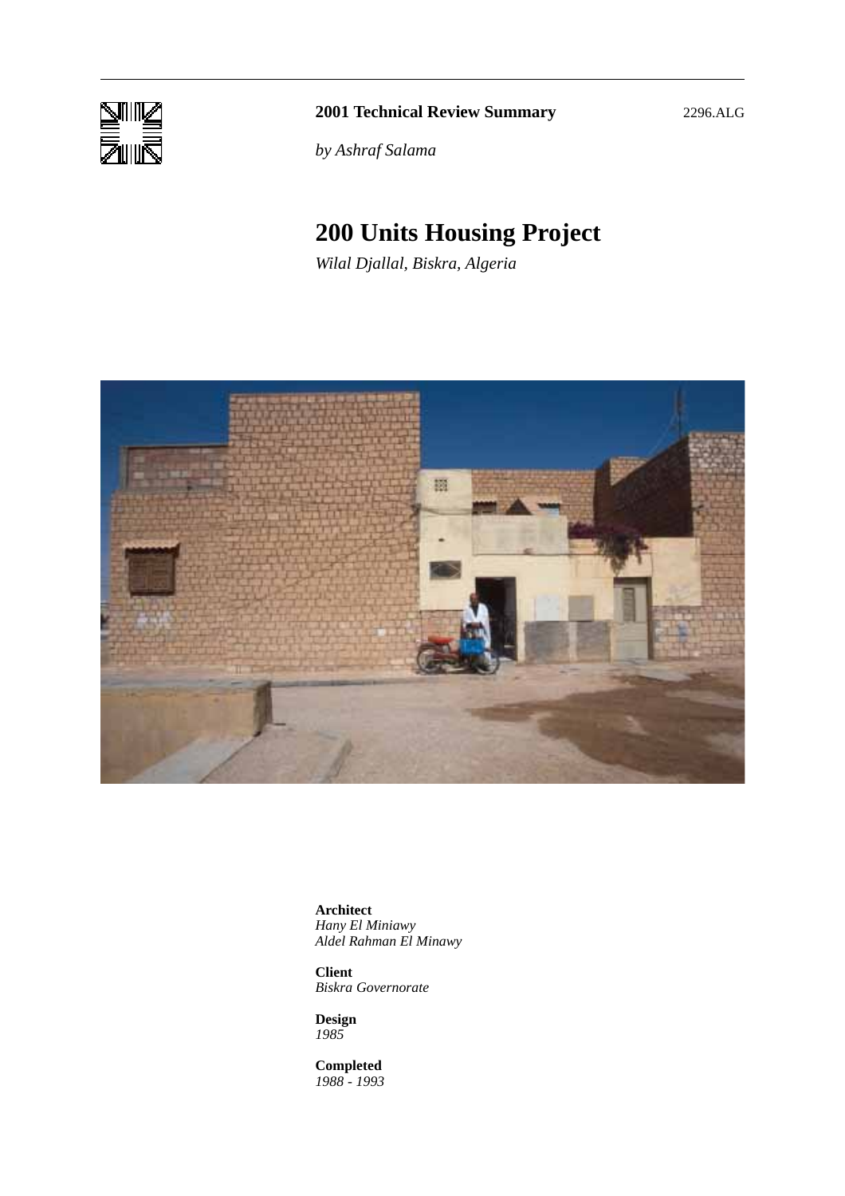**2001 Technical Review Summary** 2296.ALG

*by Ashraf Salama*

# 200 Units Housing Project

*Wilal Djallal, Biskra, Algeria*

**Architect**
*Hany El Miniawy*
*Aldel Rahman El Minawy*

**Client**
*Biskra Governorate*

**Design**
*1985*

**Completed**
*1988 - 1993*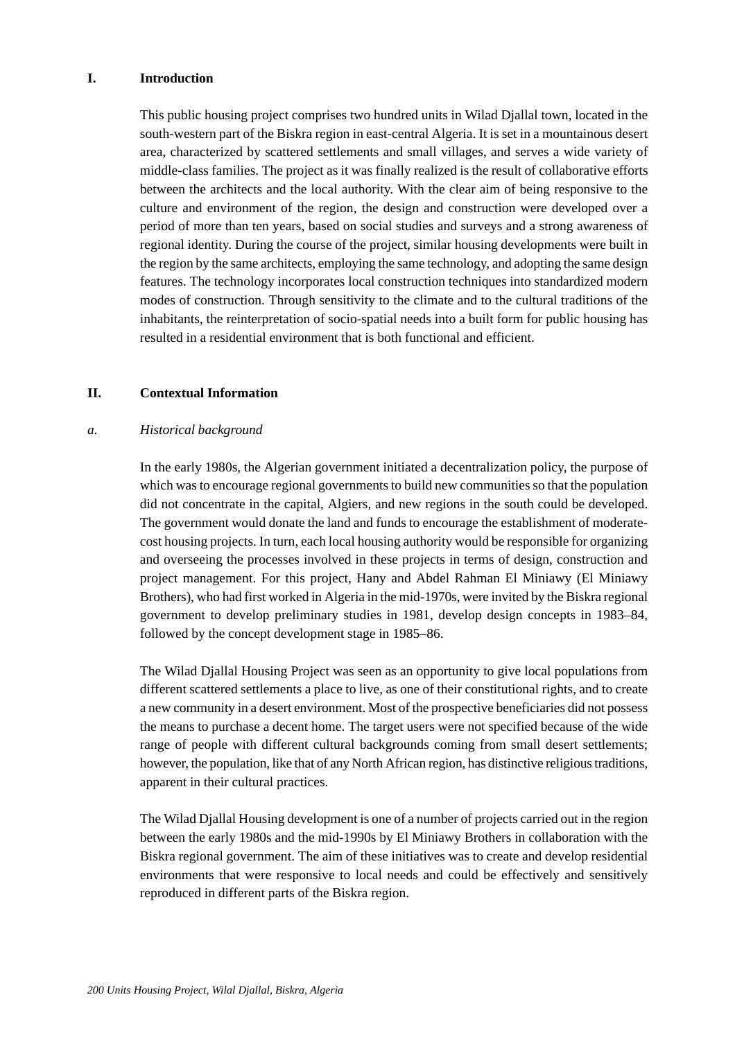## I. Introduction

This public housing project comprises two hundred units in Wilad Djallal town, located in the south-western part of the Biskra region in east-central Algeria. It is set in a mountainous desert area, characterized by scattered settlements and small villages, and serves a wide variety of middle-class families. The project as it was finally realized is the result of collaborative efforts between the architects and the local authority. With the clear aim of being responsive to the culture and environment of the region, the design and construction were developed over a period of more than ten years, based on social studies and surveys and a strong awareness of regional identity. During the course of the project, similar housing developments were built in the region by the same architects, employing the same technology, and adopting the same design features. The technology incorporates local construction techniques into standardized modern modes of construction. Through sensitivity to the climate and to the cultural traditions of the inhabitants, the reinterpretation of socio-spatial needs into a built form for public housing has resulted in a residential environment that is both functional and efficient.

## II. Contextual Information

### *a. Historical background*

In the early 1980s, the Algerian government initiated a decentralization policy, the purpose of which was to encourage regional governments to build new communities so that the population did not concentrate in the capital, Algiers, and new regions in the south could be developed. The government would donate the land and funds to encourage the establishment of moderate-cost housing projects. In turn, each local housing authority would be responsible for organizing and overseeing the processes involved in these projects in terms of design, construction and project management. For this project, Hany and Abdel Rahman El Miniawy (El Miniawy Brothers), who had first worked in Algeria in the mid-1970s, were invited by the Biskra regional government to develop preliminary studies in 1981, develop design concepts in 1983–84, followed by the concept development stage in 1985–86.

The Wilad Djallal Housing Project was seen as an opportunity to give local populations from different scattered settlements a place to live, as one of their constitutional rights, and to create a new community in a desert environment. Most of the prospective beneficiaries did not possess the means to purchase a decent home. The target users were not specified because of the wide range of people with different cultural backgrounds coming from small desert settlements; however, the population, like that of any North African region, has distinctive religious traditions, apparent in their cultural practices.

The Wilad Djallal Housing development is one of a number of projects carried out in the region between the early 1980s and the mid-1990s by El Miniawy Brothers in collaboration with the Biskra regional government. The aim of these initiatives was to create and develop residential environments that were responsive to local needs and could be effectively and sensitively reproduced in different parts of the Biskra region.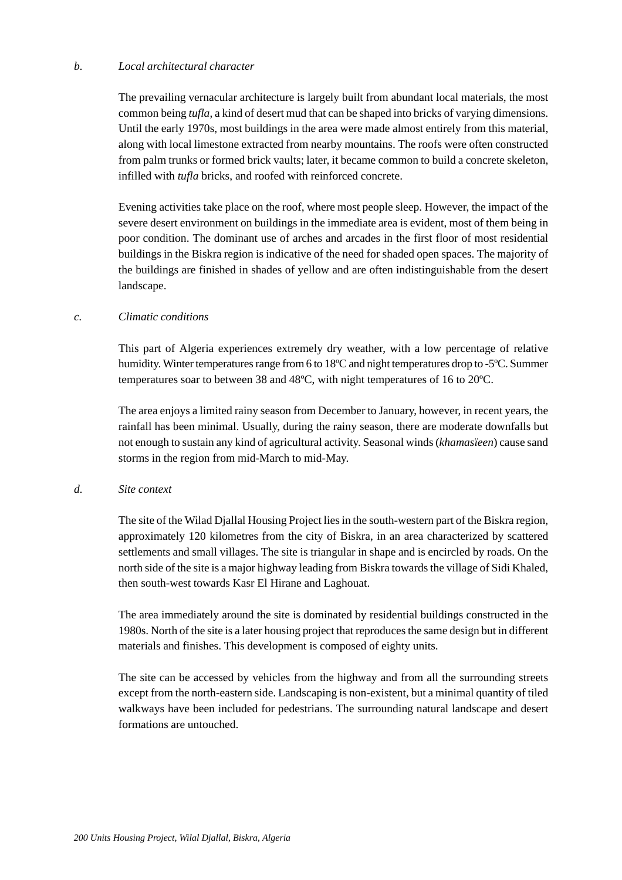*b.* *Local architectural character*

The prevailing vernacular architecture is largely built from abundant local materials, the most common being *tufla*, a kind of desert mud that can be shaped into bricks of varying dimensions. Until the early 1970s, most buildings in the area were made almost entirely from this material, along with local limestone extracted from nearby mountains. The roofs were often constructed from palm trunks or formed brick vaults; later, it became common to build a concrete skeleton, infilled with *tufla* bricks, and roofed with reinforced concrete.

Evening activities take place on the roof, where most people sleep. However, the impact of the severe desert environment on buildings in the immediate area is evident, most of them being in poor condition. The dominant use of arches and arcades in the first floor of most residential buildings in the Biskra region is indicative of the need for shaded open spaces. The majority of the buildings are finished in shades of yellow and are often indistinguishable from the desert landscape.

*c.* *Climatic conditions*

This part of Algeria experiences extremely dry weather, with a low percentage of relative humidity. Winter temperatures range from 6 to 18ºC and night temperatures drop to -5ºC. Summer temperatures soar to between 38 and 48ºC, with night temperatures of 16 to 20ºC.

The area enjoys a limited rainy season from December to January, however, in recent years, the rainfall has been minimal. Usually, during the rainy season, there are moderate downfalls but not enough to sustain any kind of agricultural activity. Seasonal winds (*khamasïeen*) cause sand storms in the region from mid-March to mid-May.

*d.* *Site context*

The site of the Wilad Djallal Housing Project lies in the south-western part of the Biskra region, approximately 120 kilometres from the city of Biskra, in an area characterized by scattered settlements and small villages. The site is triangular in shape and is encircled by roads. On the north side of the site is a major highway leading from Biskra towards the village of Sidi Khaled, then south-west towards Kasr El Hirane and Laghouat.

The area immediately around the site is dominated by residential buildings constructed in the 1980s. North of the site is a later housing project that reproduces the same design but in different materials and finishes. This development is composed of eighty units.

The site can be accessed by vehicles from the highway and from all the surrounding streets except from the north-eastern side. Landscaping is non-existent, but a minimal quantity of tiled walkways have been included for pedestrians. The surrounding natural landscape and desert formations are untouched.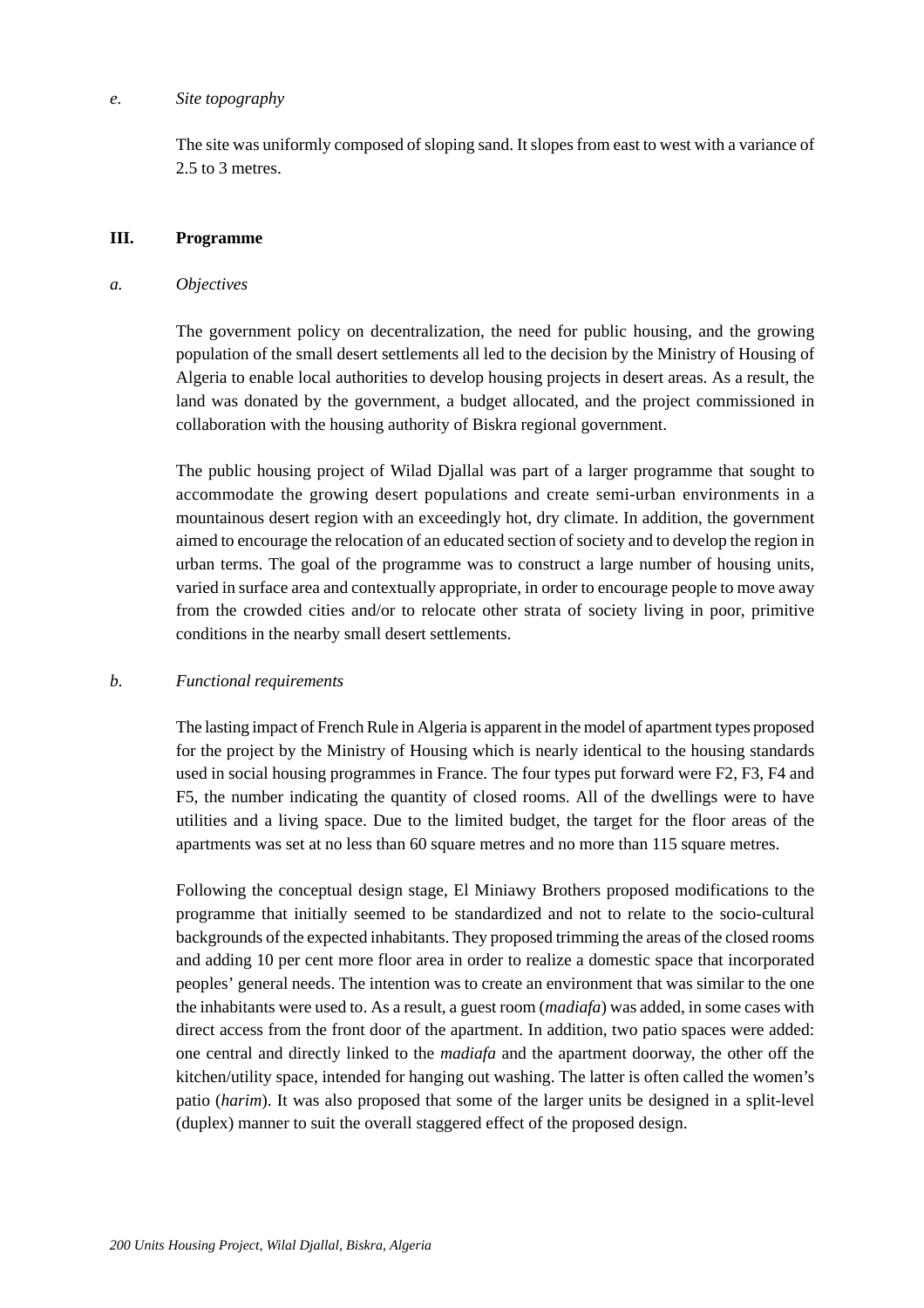*e. Site topography*

The site was uniformly composed of sloping sand. It slopes from east to west with a variance of 2.5 to 3 metres.

## III. Programme

*a. Objectives*

The government policy on decentralization, the need for public housing, and the growing population of the small desert settlements all led to the decision by the Ministry of Housing of Algeria to enable local authorities to develop housing projects in desert areas. As a result, the land was donated by the government, a budget allocated, and the project commissioned in collaboration with the housing authority of Biskra regional government.

The public housing project of Wilad Djallal was part of a larger programme that sought to accommodate the growing desert populations and create semi-urban environments in a mountainous desert region with an exceedingly hot, dry climate. In addition, the government aimed to encourage the relocation of an educated section of society and to develop the region in urban terms. The goal of the programme was to construct a large number of housing units, varied in surface area and contextually appropriate, in order to encourage people to move away from the crowded cities and/or to relocate other strata of society living in poor, primitive conditions in the nearby small desert settlements.

*b. Functional requirements*

The lasting impact of French Rule in Algeria is apparent in the model of apartment types proposed for the project by the Ministry of Housing which is nearly identical to the housing standards used in social housing programmes in France. The four types put forward were F2, F3, F4 and F5, the number indicating the quantity of closed rooms. All of the dwellings were to have utilities and a living space. Due to the limited budget, the target for the floor areas of the apartments was set at no less than 60 square metres and no more than 115 square metres.

Following the conceptual design stage, El Miniawy Brothers proposed modifications to the programme that initially seemed to be standardized and not to relate to the socio-cultural backgrounds of the expected inhabitants. They proposed trimming the areas of the closed rooms and adding 10 per cent more floor area in order to realize a domestic space that incorporated peoples' general needs. The intention was to create an environment that was similar to the one the inhabitants were used to. As a result, a guest room (*madiafa*) was added, in some cases with direct access from the front door of the apartment. In addition, two patio spaces were added: one central and directly linked to the *madiafa* and the apartment doorway, the other off the kitchen/utility space, intended for hanging out washing. The latter is often called the women's patio (*harim*). It was also proposed that some of the larger units be designed in a split-level (duplex) manner to suit the overall staggered effect of the proposed design.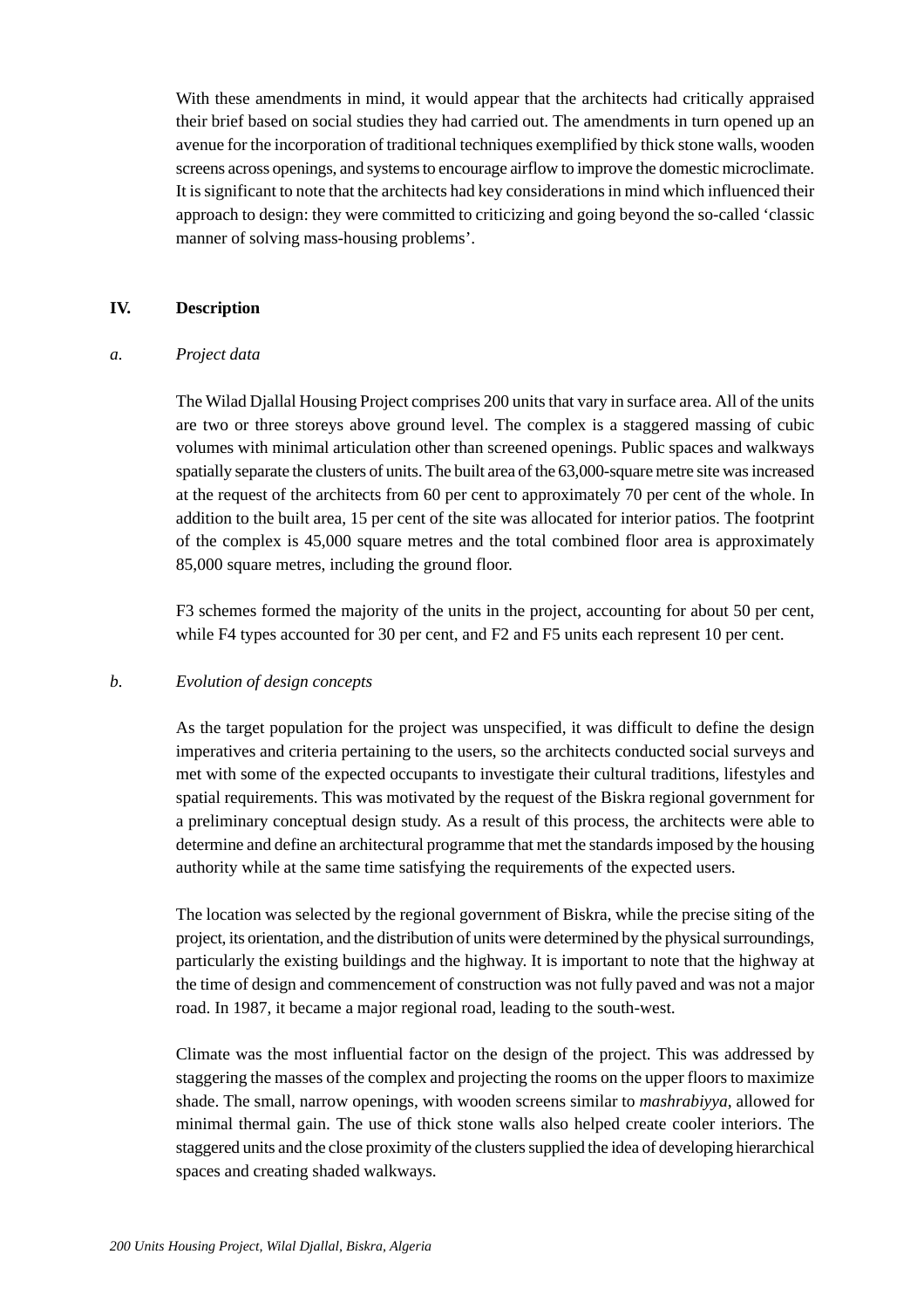With these amendments in mind, it would appear that the architects had critically appraised their brief based on social studies they had carried out. The amendments in turn opened up an avenue for the incorporation of traditional techniques exemplified by thick stone walls, wooden screens across openings, and systems to encourage airflow to improve the domestic microclimate. It is significant to note that the architects had key considerations in mind which influenced their approach to design: they were committed to criticizing and going beyond the so-called 'classic manner of solving mass-housing problems'.

## IV. Description

### *a. Project data*

The Wilad Djallal Housing Project comprises 200 units that vary in surface area. All of the units are two or three storeys above ground level. The complex is a staggered massing of cubic volumes with minimal articulation other than screened openings. Public spaces and walkways spatially separate the clusters of units. The built area of the 63,000-square metre site was increased at the request of the architects from 60 per cent to approximately 70 per cent of the whole. In addition to the built area, 15 per cent of the site was allocated for interior patios. The footprint of the complex is 45,000 square metres and the total combined floor area is approximately 85,000 square metres, including the ground floor.

F3 schemes formed the majority of the units in the project, accounting for about 50 per cent, while F4 types accounted for 30 per cent, and F2 and F5 units each represent 10 per cent.

### *b. Evolution of design concepts*

As the target population for the project was unspecified, it was difficult to define the design imperatives and criteria pertaining to the users, so the architects conducted social surveys and met with some of the expected occupants to investigate their cultural traditions, lifestyles and spatial requirements. This was motivated by the request of the Biskra regional government for a preliminary conceptual design study. As a result of this process, the architects were able to determine and define an architectural programme that met the standards imposed by the housing authority while at the same time satisfying the requirements of the expected users.

The location was selected by the regional government of Biskra, while the precise siting of the project, its orientation, and the distribution of units were determined by the physical surroundings, particularly the existing buildings and the highway. It is important to note that the highway at the time of design and commencement of construction was not fully paved and was not a major road. In 1987, it became a major regional road, leading to the south-west.

Climate was the most influential factor on the design of the project. This was addressed by staggering the masses of the complex and projecting the rooms on the upper floors to maximize shade. The small, narrow openings, with wooden screens similar to *mashrabiyya*, allowed for minimal thermal gain. The use of thick stone walls also helped create cooler interiors. The staggered units and the close proximity of the clusters supplied the idea of developing hierarchical spaces and creating shaded walkways.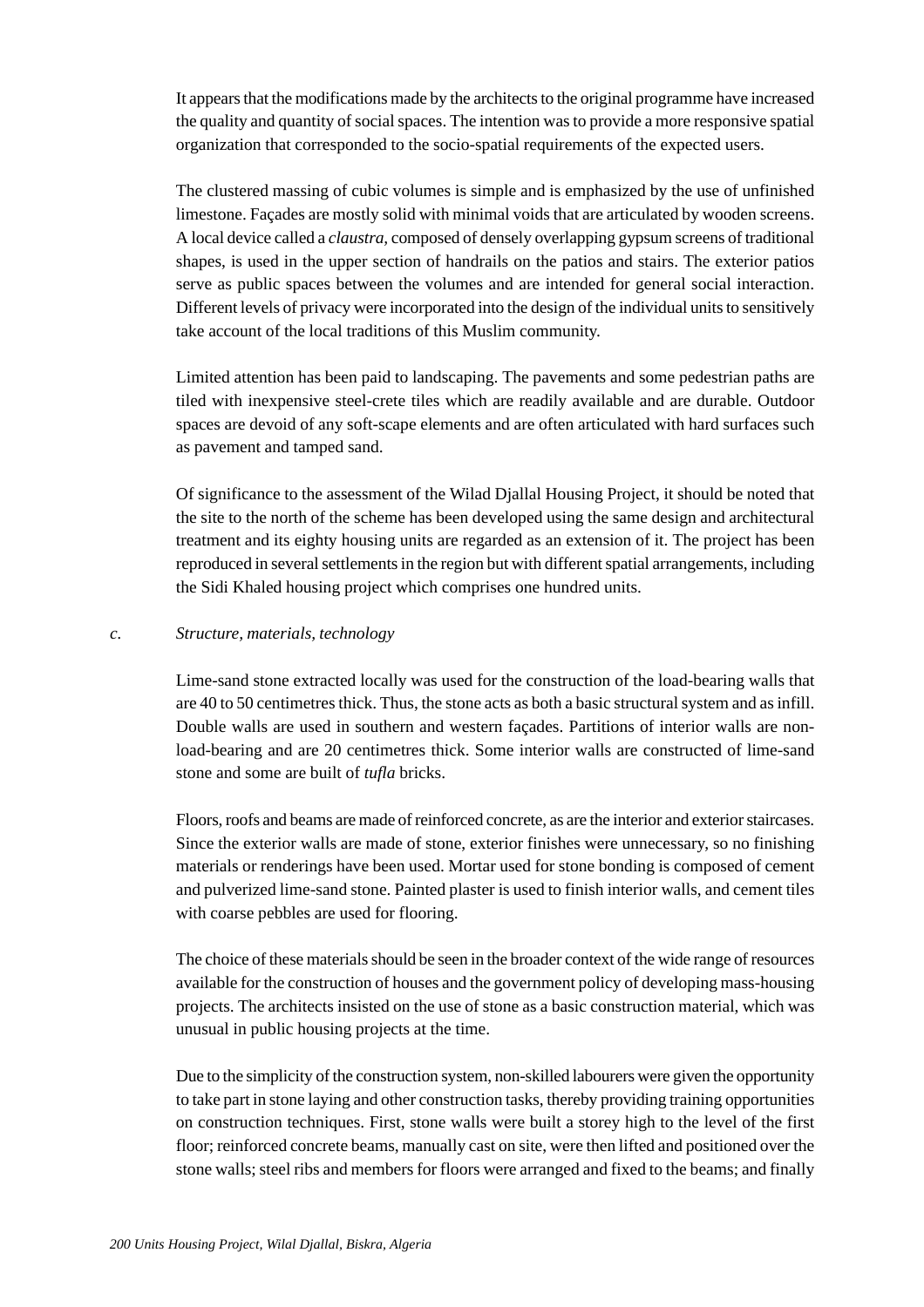It appears that the modifications made by the architects to the original programme have increased the quality and quantity of social spaces. The intention was to provide a more responsive spatial organization that corresponded to the socio-spatial requirements of the expected users.

The clustered massing of cubic volumes is simple and is emphasized by the use of unfinished limestone. Façades are mostly solid with minimal voids that are articulated by wooden screens. A local device called a *claustra*, composed of densely overlapping gypsum screens of traditional shapes, is used in the upper section of handrails on the patios and stairs. The exterior patios serve as public spaces between the volumes and are intended for general social interaction. Different levels of privacy were incorporated into the design of the individual units to sensitively take account of the local traditions of this Muslim community.

Limited attention has been paid to landscaping. The pavements and some pedestrian paths are tiled with inexpensive steel-crete tiles which are readily available and are durable. Outdoor spaces are devoid of any soft-scape elements and are often articulated with hard surfaces such as pavement and tamped sand.

Of significance to the assessment of the Wilad Djallal Housing Project, it should be noted that the site to the north of the scheme has been developed using the same design and architectural treatment and its eighty housing units are regarded as an extension of it. The project has been reproduced in several settlements in the region but with different spatial arrangements, including the Sidi Khaled housing project which comprises one hundred units.

### c. *Structure, materials, technology*

Lime-sand stone extracted locally was used for the construction of the load-bearing walls that are 40 to 50 centimetres thick. Thus, the stone acts as both a basic structural system and as infill. Double walls are used in southern and western façades. Partitions of interior walls are non-load-bearing and are 20 centimetres thick. Some interior walls are constructed of lime-sand stone and some are built of *tufla* bricks.

Floors, roofs and beams are made of reinforced concrete, as are the interior and exterior staircases. Since the exterior walls are made of stone, exterior finishes were unnecessary, so no finishing materials or renderings have been used. Mortar used for stone bonding is composed of cement and pulverized lime-sand stone. Painted plaster is used to finish interior walls, and cement tiles with coarse pebbles are used for flooring.

The choice of these materials should be seen in the broader context of the wide range of resources available for the construction of houses and the government policy of developing mass-housing projects. The architects insisted on the use of stone as a basic construction material, which was unusual in public housing projects at the time.

Due to the simplicity of the construction system, non-skilled labourers were given the opportunity to take part in stone laying and other construction tasks, thereby providing training opportunities on construction techniques. First, stone walls were built a storey high to the level of the first floor; reinforced concrete beams, manually cast on site, were then lifted and positioned over the stone walls; steel ribs and members for floors were arranged and fixed to the beams; and finally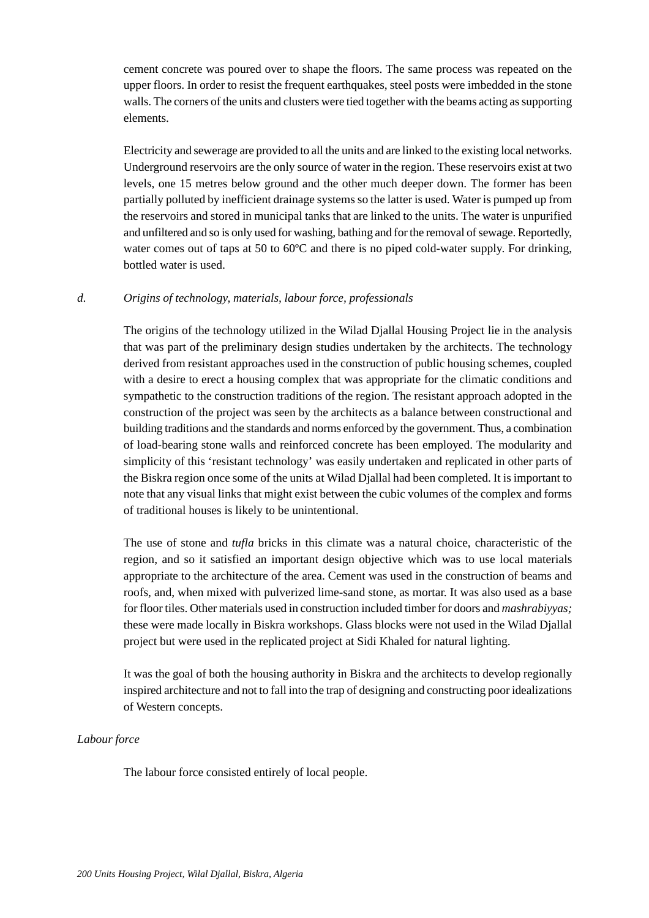cement concrete was poured over to shape the floors. The same process was repeated on the upper floors. In order to resist the frequent earthquakes, steel posts were imbedded in the stone walls. The corners of the units and clusters were tied together with the beams acting as supporting elements.

Electricity and sewerage are provided to all the units and are linked to the existing local networks. Underground reservoirs are the only source of water in the region. These reservoirs exist at two levels, one 15 metres below ground and the other much deeper down. The former has been partially polluted by inefficient drainage systems so the latter is used. Water is pumped up from the reservoirs and stored in municipal tanks that are linked to the units. The water is unpurified and unfiltered and so is only used for washing, bathing and for the removal of sewage. Reportedly, water comes out of taps at 50 to 60ºC and there is no piped cold-water supply. For drinking, bottled water is used.

### *d. Origins of technology, materials, labour force, professionals*

The origins of the technology utilized in the Wilad Djallal Housing Project lie in the analysis that was part of the preliminary design studies undertaken by the architects. The technology derived from resistant approaches used in the construction of public housing schemes, coupled with a desire to erect a housing complex that was appropriate for the climatic conditions and sympathetic to the construction traditions of the region. The resistant approach adopted in the construction of the project was seen by the architects as a balance between constructional and building traditions and the standards and norms enforced by the government. Thus, a combination of load-bearing stone walls and reinforced concrete has been employed. The modularity and simplicity of this 'resistant technology' was easily undertaken and replicated in other parts of the Biskra region once some of the units at Wilad Djallal had been completed. It is important to note that any visual links that might exist between the cubic volumes of the complex and forms of traditional houses is likely to be unintentional.

The use of stone and *tufla* bricks in this climate was a natural choice, characteristic of the region, and so it satisfied an important design objective which was to use local materials appropriate to the architecture of the area. Cement was used in the construction of beams and roofs, and, when mixed with pulverized lime-sand stone, as mortar. It was also used as a base for floor tiles. Other materials used in construction included timber for doors and *mashrabiyyas;* these were made locally in Biskra workshops. Glass blocks were not used in the Wilad Djallal project but were used in the replicated project at Sidi Khaled for natural lighting.

It was the goal of both the housing authority in Biskra and the architects to develop regionally inspired architecture and not to fall into the trap of designing and constructing poor idealizations of Western concepts.

#### *Labour force*

The labour force consisted entirely of local people.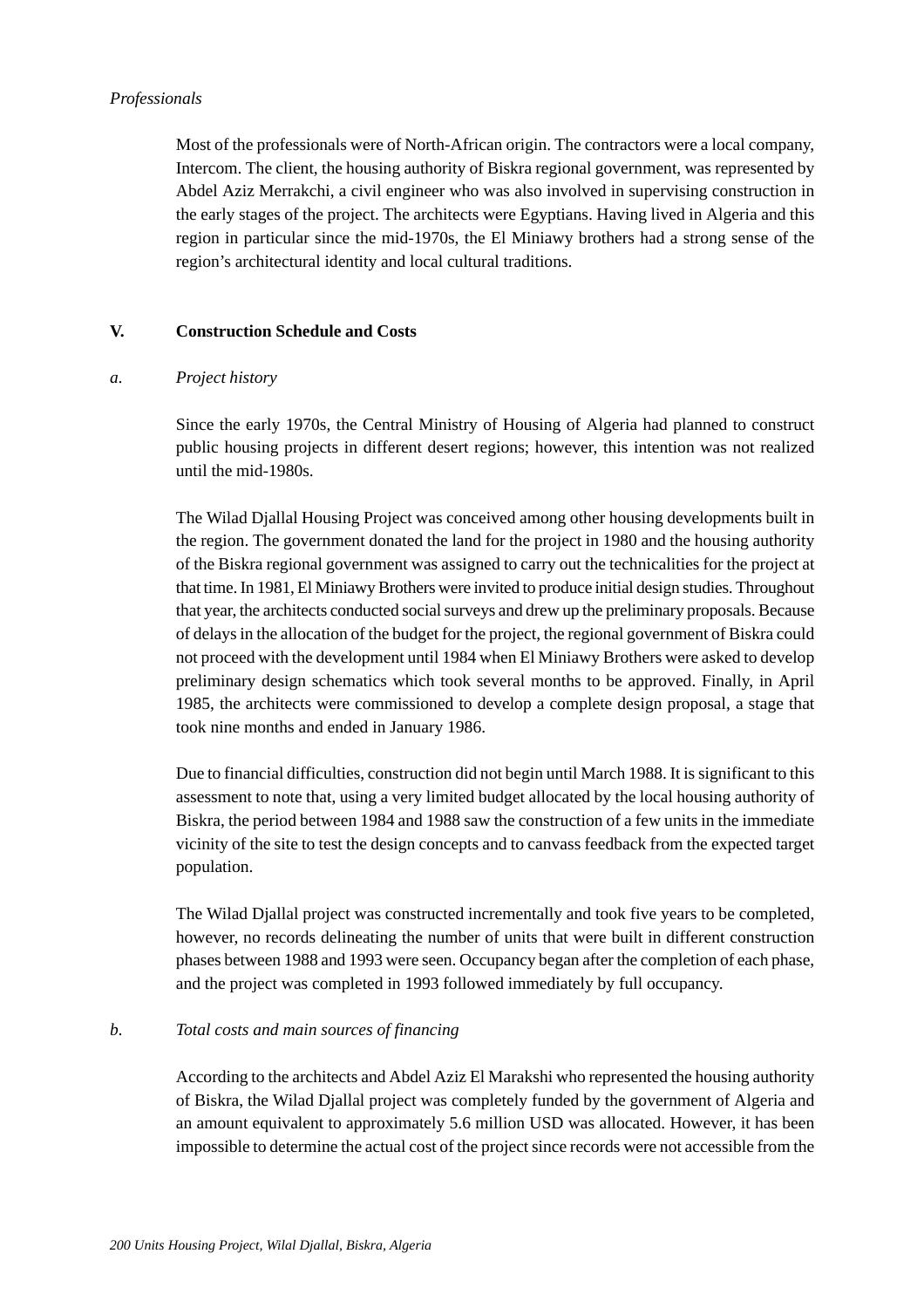*Professionals*

Most of the professionals were of North-African origin. The contractors were a local company, Intercom. The client, the housing authority of Biskra regional government, was represented by Abdel Aziz Merrakchi, a civil engineer who was also involved in supervising construction in the early stages of the project. The architects were Egyptians. Having lived in Algeria and this region in particular since the mid-1970s, the El Miniawy brothers had a strong sense of the region's architectural identity and local cultural traditions.

## V. Construction Schedule and Costs

### a. *Project history*

Since the early 1970s, the Central Ministry of Housing of Algeria had planned to construct public housing projects in different desert regions; however, this intention was not realized until the mid-1980s.

The Wilad Djallal Housing Project was conceived among other housing developments built in the region. The government donated the land for the project in 1980 and the housing authority of the Biskra regional government was assigned to carry out the technicalities for the project at that time. In 1981, El Miniawy Brothers were invited to produce initial design studies. Throughout that year, the architects conducted social surveys and drew up the preliminary proposals. Because of delays in the allocation of the budget for the project, the regional government of Biskra could not proceed with the development until 1984 when El Miniawy Brothers were asked to develop preliminary design schematics which took several months to be approved. Finally, in April 1985, the architects were commissioned to develop a complete design proposal, a stage that took nine months and ended in January 1986.

Due to financial difficulties, construction did not begin until March 1988. It is significant to this assessment to note that, using a very limited budget allocated by the local housing authority of Biskra, the period between 1984 and 1988 saw the construction of a few units in the immediate vicinity of the site to test the design concepts and to canvass feedback from the expected target population.

The Wilad Djallal project was constructed incrementally and took five years to be completed, however, no records delineating the number of units that were built in different construction phases between 1988 and 1993 were seen. Occupancy began after the completion of each phase, and the project was completed in 1993 followed immediately by full occupancy.

### b. *Total costs and main sources of financing*

According to the architects and Abdel Aziz El Marakshi who represented the housing authority of Biskra, the Wilad Djallal project was completely funded by the government of Algeria and an amount equivalent to approximately 5.6 million USD was allocated. However, it has been impossible to determine the actual cost of the project since records were not accessible from the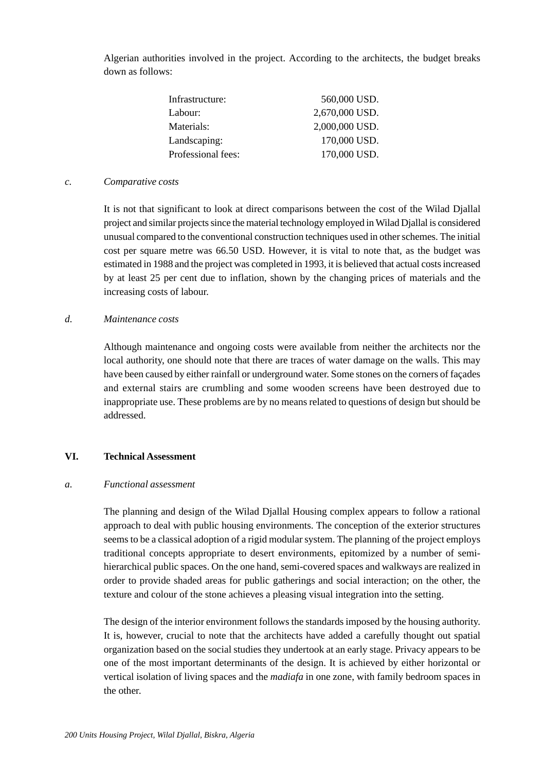Algerian authorities involved in the project. According to the architects, the budget breaks down as follows:

| | |
|---|---|
| Infrastructure: | 560,000 USD. |
| Labour: | 2,670,000 USD. |
| Materials: | 2,000,000 USD. |
| Landscaping: | 170,000 USD. |
| Professional fees: | 170,000 USD. |

*c.* *Comparative costs*

It is not that significant to look at direct comparisons between the cost of the Wilad Djallal project and similar projects since the material technology employed in Wilad Djallal is considered unusual compared to the conventional construction techniques used in other schemes. The initial cost per square metre was 66.50 USD. However, it is vital to note that, as the budget was estimated in 1988 and the project was completed in 1993, it is believed that actual costs increased by at least 25 per cent due to inflation, shown by the changing prices of materials and the increasing costs of labour.

*d.* *Maintenance costs*

Although maintenance and ongoing costs were available from neither the architects nor the local authority, one should note that there are traces of water damage on the walls. This may have been caused by either rainfall or underground water. Some stones on the corners of façades and external stairs are crumbling and some wooden screens have been destroyed due to inappropriate use. These problems are by no means related to questions of design but should be addressed.

## VI. Technical Assessment

*a.* *Functional assessment*

The planning and design of the Wilad Djallal Housing complex appears to follow a rational approach to deal with public housing environments. The conception of the exterior structures seems to be a classical adoption of a rigid modular system. The planning of the project employs traditional concepts appropriate to desert environments, epitomized by a number of semi-hierarchical public spaces. On the one hand, semi-covered spaces and walkways are realized in order to provide shaded areas for public gatherings and social interaction; on the other, the texture and colour of the stone achieves a pleasing visual integration into the setting.

The design of the interior environment follows the standards imposed by the housing authority. It is, however, crucial to note that the architects have added a carefully thought out spatial organization based on the social studies they undertook at an early stage. Privacy appears to be one of the most important determinants of the design. It is achieved by either horizontal or vertical isolation of living spaces and the *madiafa* in one zone, with family bedroom spaces in the other.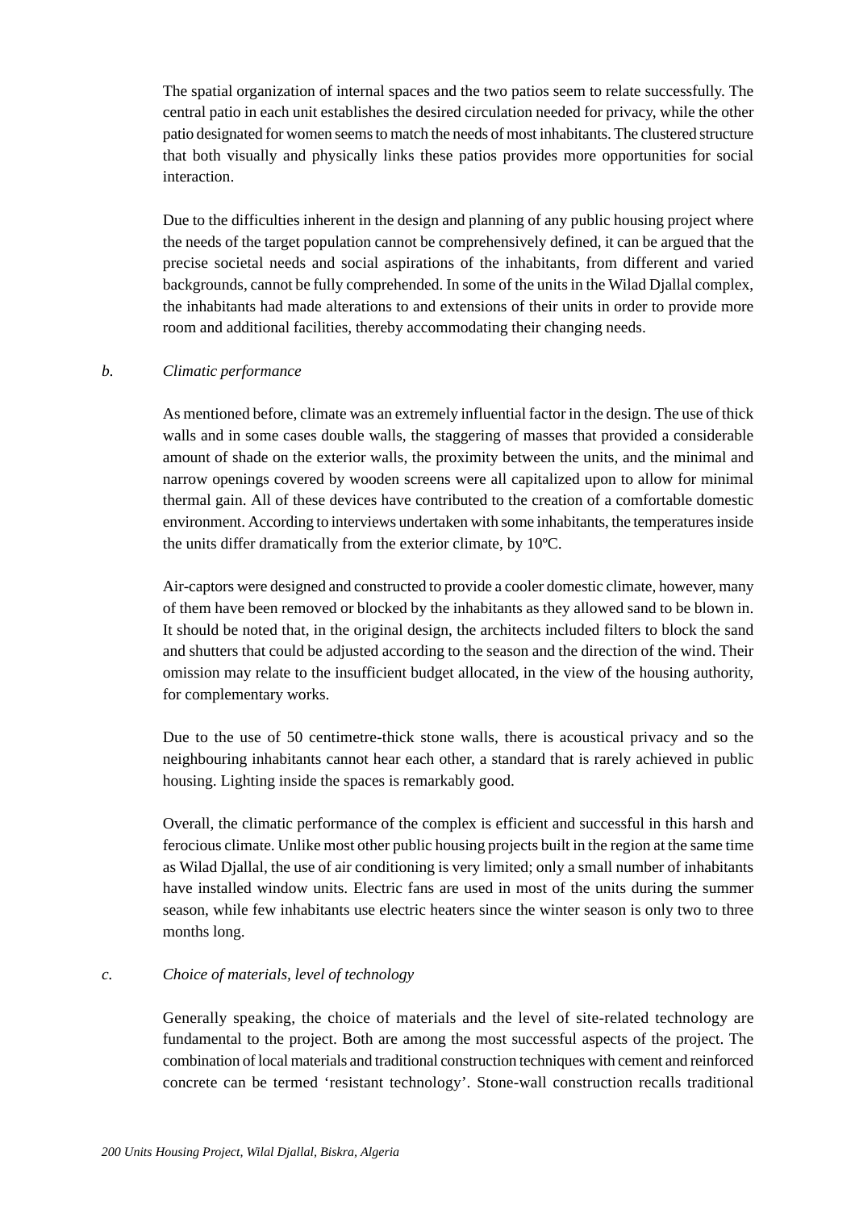The spatial organization of internal spaces and the two patios seem to relate successfully. The central patio in each unit establishes the desired circulation needed for privacy, while the other patio designated for women seems to match the needs of most inhabitants. The clustered structure that both visually and physically links these patios provides more opportunities for social interaction.

Due to the difficulties inherent in the design and planning of any public housing project where the needs of the target population cannot be comprehensively defined, it can be argued that the precise societal needs and social aspirations of the inhabitants, from different and varied backgrounds, cannot be fully comprehended. In some of the units in the Wilad Djallal complex, the inhabitants had made alterations to and extensions of their units in order to provide more room and additional facilities, thereby accommodating their changing needs.

*b.* *Climatic performance*

As mentioned before, climate was an extremely influential factor in the design. The use of thick walls and in some cases double walls, the staggering of masses that provided a considerable amount of shade on the exterior walls, the proximity between the units, and the minimal and narrow openings covered by wooden screens were all capitalized upon to allow for minimal thermal gain. All of these devices have contributed to the creation of a comfortable domestic environment. According to interviews undertaken with some inhabitants, the temperatures inside the units differ dramatically from the exterior climate, by 10ºC.

Air-captors were designed and constructed to provide a cooler domestic climate, however, many of them have been removed or blocked by the inhabitants as they allowed sand to be blown in. It should be noted that, in the original design, the architects included filters to block the sand and shutters that could be adjusted according to the season and the direction of the wind. Their omission may relate to the insufficient budget allocated, in the view of the housing authority, for complementary works.

Due to the use of 50 centimetre-thick stone walls, there is acoustical privacy and so the neighbouring inhabitants cannot hear each other, a standard that is rarely achieved in public housing. Lighting inside the spaces is remarkably good.

Overall, the climatic performance of the complex is efficient and successful in this harsh and ferocious climate. Unlike most other public housing projects built in the region at the same time as Wilad Djallal, the use of air conditioning is very limited; only a small number of inhabitants have installed window units. Electric fans are used in most of the units during the summer season, while few inhabitants use electric heaters since the winter season is only two to three months long.

*c.* *Choice of materials, level of technology*

Generally speaking, the choice of materials and the level of site-related technology are fundamental to the project. Both are among the most successful aspects of the project. The combination of local materials and traditional construction techniques with cement and reinforced concrete can be termed ‘resistant technology’. Stone-wall construction recalls traditional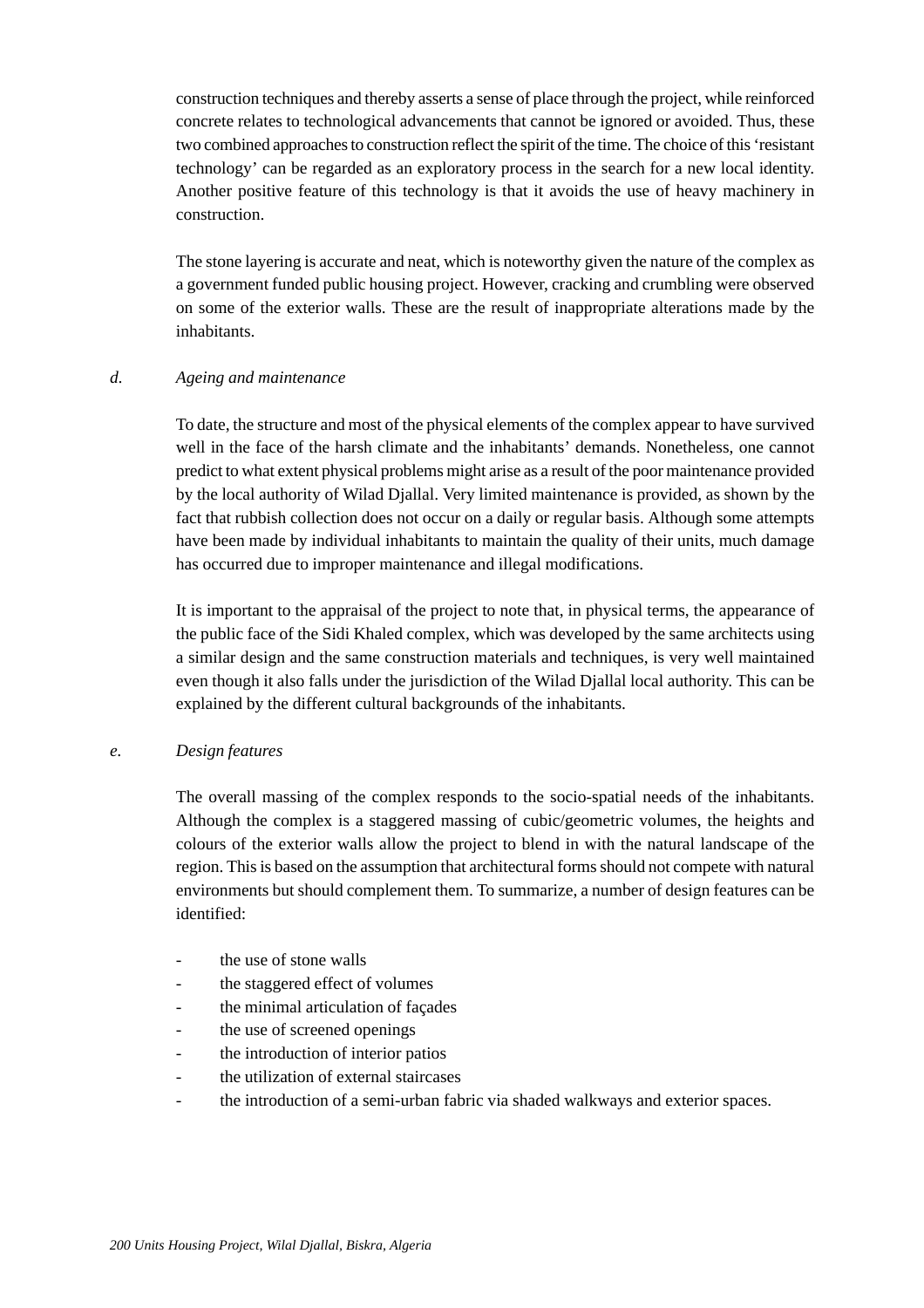construction techniques and thereby asserts a sense of place through the project, while reinforced concrete relates to technological advancements that cannot be ignored or avoided. Thus, these two combined approaches to construction reflect the spirit of the time. The choice of this 'resistant technology' can be regarded as an exploratory process in the search for a new local identity. Another positive feature of this technology is that it avoids the use of heavy machinery in construction.

The stone layering is accurate and neat, which is noteworthy given the nature of the complex as a government funded public housing project. However, cracking and crumbling were observed on some of the exterior walls. These are the result of inappropriate alterations made by the inhabitants.

*d. Ageing and maintenance*

To date, the structure and most of the physical elements of the complex appear to have survived well in the face of the harsh climate and the inhabitants' demands. Nonetheless, one cannot predict to what extent physical problems might arise as a result of the poor maintenance provided by the local authority of Wilad Djallal. Very limited maintenance is provided, as shown by the fact that rubbish collection does not occur on a daily or regular basis. Although some attempts have been made by individual inhabitants to maintain the quality of their units, much damage has occurred due to improper maintenance and illegal modifications.

It is important to the appraisal of the project to note that, in physical terms, the appearance of the public face of the Sidi Khaled complex, which was developed by the same architects using a similar design and the same construction materials and techniques, is very well maintained even though it also falls under the jurisdiction of the Wilad Djallal local authority. This can be explained by the different cultural backgrounds of the inhabitants.

*e. Design features*

The overall massing of the complex responds to the socio-spatial needs of the inhabitants. Although the complex is a staggered massing of cubic/geometric volumes, the heights and colours of the exterior walls allow the project to blend in with the natural landscape of the region. This is based on the assumption that architectural forms should not compete with natural environments but should complement them. To summarize, a number of design features can be identified:

- the use of stone walls
- the staggered effect of volumes
- the minimal articulation of façades
- the use of screened openings
- the introduction of interior patios
- the utilization of external staircases
- the introduction of a semi-urban fabric via shaded walkways and exterior spaces.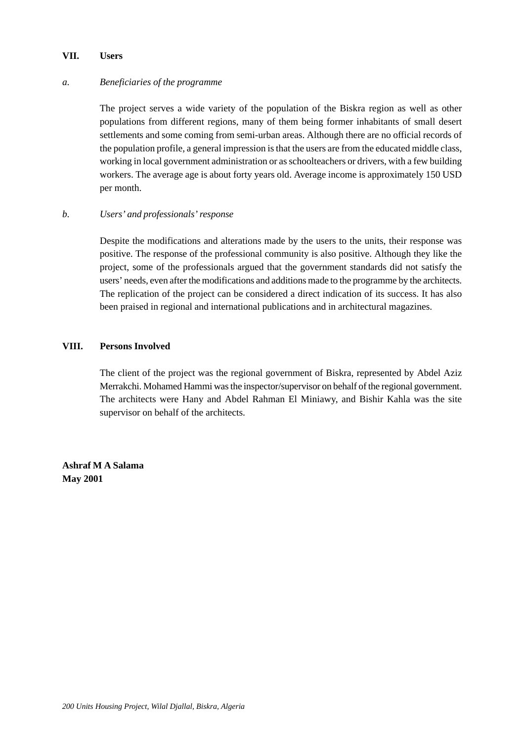## VII. Users

### *a. Beneficiaries of the programme*

The project serves a wide variety of the population of the Biskra region as well as other populations from different regions, many of them being former inhabitants of small desert settlements and some coming from semi-urban areas. Although there are no official records of the population profile, a general impression is that the users are from the educated middle class, working in local government administration or as schoolteachers or drivers, with a few building workers. The average age is about forty years old. Average income is approximately 150 USD per month.

### *b. Users' and professionals' response*

Despite the modifications and alterations made by the users to the units, their response was positive. The response of the professional community is also positive. Although they like the project, some of the professionals argued that the government standards did not satisfy the users' needs, even after the modifications and additions made to the programme by the architects. The replication of the project can be considered a direct indication of its success. It has also been praised in regional and international publications and in architectural magazines.

## VIII. Persons Involved

The client of the project was the regional government of Biskra, represented by Abdel Aziz Merrakchi. Mohamed Hammi was the inspector/supervisor on behalf of the regional government. The architects were Hany and Abdel Rahman El Miniawy, and Bishir Kahla was the site supervisor on behalf of the architects.

**Ashraf M A Salama**
**May 2001**